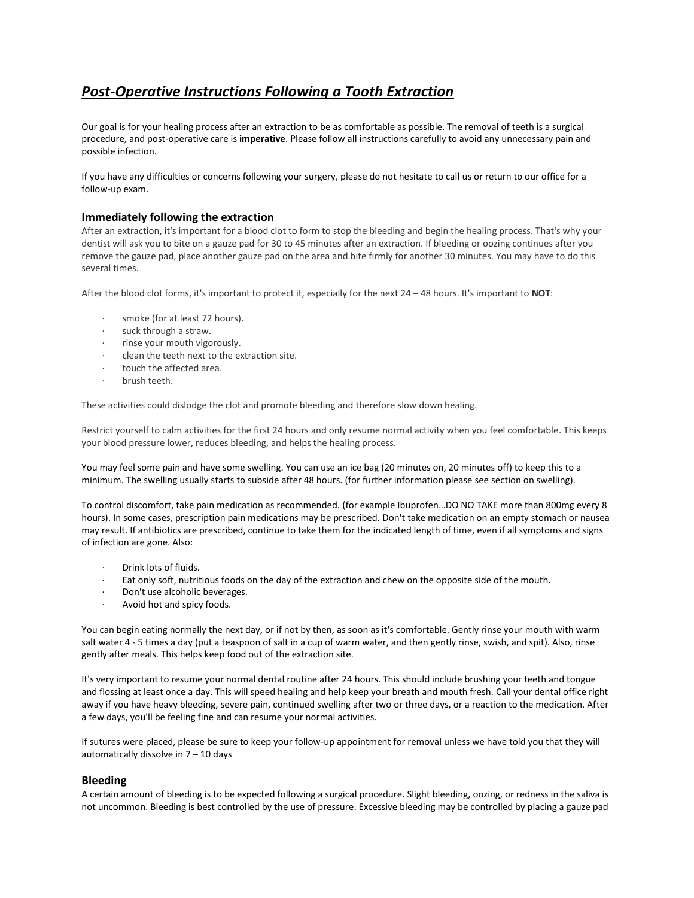# ***Post-Operative Instructions Following a Tooth Extraction***

Our goal is for your healing process after an extraction to be as comfortable as possible. The removal of teeth is a surgical procedure, and post-operative care is **imperative**. Please follow all instructions carefully to avoid any unnecessary pain and possible infection.

If you have any difficulties or concerns following your surgery, please do not hesitate to call us or return to our office for a follow-up exam.

## Immediately following the extraction

After an extraction, it's important for a blood clot to form to stop the bleeding and begin the healing process. That's why your dentist will ask you to bite on a gauze pad for 30 to 45 minutes after an extraction. If bleeding or oozing continues after you remove the gauze pad, place another gauze pad on the area and bite firmly for another 30 minutes. You may have to do this several times.

After the blood clot forms, it's important to protect it, especially for the next 24 – 48 hours. It's important to **NOT**:

- smoke (for at least 72 hours).
- suck through a straw.
- rinse your mouth vigorously.
- clean the teeth next to the extraction site.
- touch the affected area.
- brush teeth.

These activities could dislodge the clot and promote bleeding and therefore slow down healing.

Restrict yourself to calm activities for the first 24 hours and only resume normal activity when you feel comfortable. This keeps your blood pressure lower, reduces bleeding, and helps the healing process.

You may feel some pain and have some swelling. You can use an ice bag (20 minutes on, 20 minutes off) to keep this to a minimum. The swelling usually starts to subside after 48 hours. (for further information please see section on swelling).

To control discomfort, take pain medication as recommended. (for example Ibuprofen…DO NO TAKE more than 800mg every 8 hours). In some cases, prescription pain medications may be prescribed. Don't take medication on an empty stomach or nausea may result. If antibiotics are prescribed, continue to take them for the indicated length of time, even if all symptoms and signs of infection are gone. Also:

- Drink lots of fluids.
- Eat only soft, nutritious foods on the day of the extraction and chew on the opposite side of the mouth.
- Don't use alcoholic beverages.
- Avoid hot and spicy foods.

You can begin eating normally the next day, or if not by then, as soon as it's comfortable. Gently rinse your mouth with warm salt water 4 - 5 times a day (put a teaspoon of salt in a cup of warm water, and then gently rinse, swish, and spit). Also, rinse gently after meals. This helps keep food out of the extraction site.

It's very important to resume your normal dental routine after 24 hours. This should include brushing your teeth and tongue and flossing at least once a day. This will speed healing and help keep your breath and mouth fresh. Call your dental office right away if you have heavy bleeding, severe pain, continued swelling after two or three days, or a reaction to the medication. After a few days, you'll be feeling fine and can resume your normal activities.

If sutures were placed, please be sure to keep your follow-up appointment for removal unless we have told you that they will automatically dissolve in 7 – 10 days

## Bleeding

A certain amount of bleeding is to be expected following a surgical procedure. Slight bleeding, oozing, or redness in the saliva is not uncommon. Bleeding is best controlled by the use of pressure. Excessive bleeding may be controlled by placing a gauze pad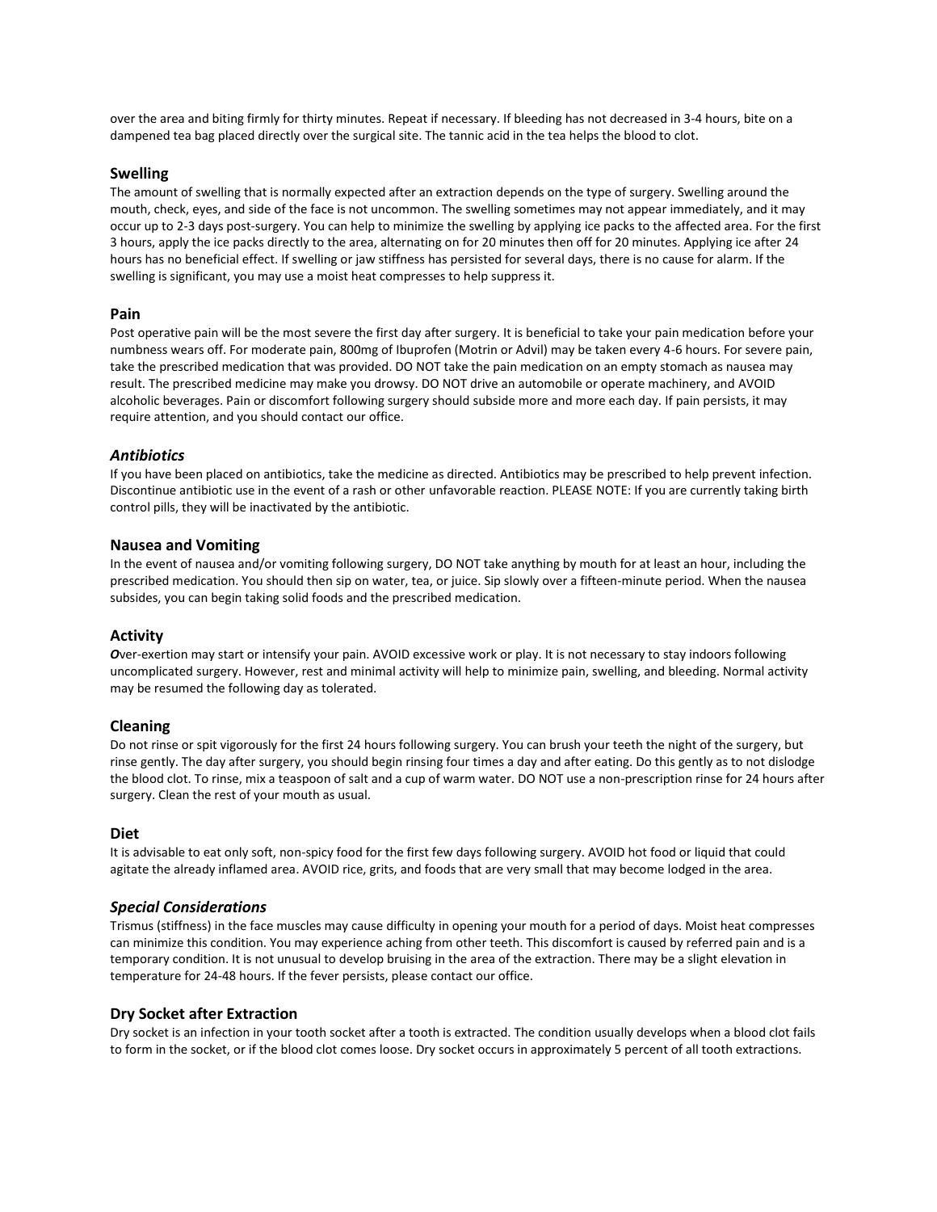over the area and biting firmly for thirty minutes. Repeat if necessary. If bleeding has not decreased in 3-4 hours, bite on a dampened tea bag placed directly over the surgical site. The tannic acid in the tea helps the blood to clot.

### Swelling

The amount of swelling that is normally expected after an extraction depends on the type of surgery. Swelling around the mouth, check, eyes, and side of the face is not uncommon. The swelling sometimes may not appear immediately, and it may occur up to 2-3 days post-surgery. You can help to minimize the swelling by applying ice packs to the affected area. For the first 3 hours, apply the ice packs directly to the area, alternating on for 20 minutes then off for 20 minutes. Applying ice after 24 hours has no beneficial effect. If swelling or jaw stiffness has persisted for several days, there is no cause for alarm. If the swelling is significant, you may use a moist heat compresses to help suppress it.

### Pain

Post operative pain will be the most severe the first day after surgery. It is beneficial to take your pain medication before your numbness wears off. For moderate pain, 800mg of Ibuprofen (Motrin or Advil) may be taken every 4-6 hours. For severe pain, take the prescribed medication that was provided. DO NOT take the pain medication on an empty stomach as nausea may result. The prescribed medicine may make you drowsy. DO NOT drive an automobile or operate machinery, and AVOID alcoholic beverages. Pain or discomfort following surgery should subside more and more each day. If pain persists, it may require attention, and you should contact our office.

### *Antibiotics*

If you have been placed on antibiotics, take the medicine as directed. Antibiotics may be prescribed to help prevent infection. Discontinue antibiotic use in the event of a rash or other unfavorable reaction. PLEASE NOTE: If you are currently taking birth control pills, they will be inactivated by the antibiotic.

### Nausea and Vomiting

In the event of nausea and/or vomiting following surgery, DO NOT take anything by mouth for at least an hour, including the prescribed medication. You should then sip on water, tea, or juice. Sip slowly over a fifteen-minute period. When the nausea subsides, you can begin taking solid foods and the prescribed medication.

### Activity

***O***ver-exertion may start or intensify your pain. AVOID excessive work or play. It is not necessary to stay indoors following uncomplicated surgery. However, rest and minimal activity will help to minimize pain, swelling, and bleeding. Normal activity may be resumed the following day as tolerated.

### Cleaning

Do not rinse or spit vigorously for the first 24 hours following surgery. You can brush your teeth the night of the surgery, but rinse gently. The day after surgery, you should begin rinsing four times a day and after eating. Do this gently as to not dislodge the blood clot. To rinse, mix a teaspoon of salt and a cup of warm water. DO NOT use a non-prescription rinse for 24 hours after surgery. Clean the rest of your mouth as usual.

### Diet

It is advisable to eat only soft, non-spicy food for the first few days following surgery. AVOID hot food or liquid that could agitate the already inflamed area. AVOID rice, grits, and foods that are very small that may become lodged in the area.

### *Special Considerations*

Trismus (stiffness) in the face muscles may cause difficulty in opening your mouth for a period of days. Moist heat compresses can minimize this condition. You may experience aching from other teeth. This discomfort is caused by referred pain and is a temporary condition. It is not unusual to develop bruising in the area of the extraction. There may be a slight elevation in temperature for 24-48 hours. If the fever persists, please contact our office.

### Dry Socket after Extraction

Dry socket is an infection in your tooth socket after a tooth is extracted. The condition usually develops when a blood clot fails to form in the socket, or if the blood clot comes loose. Dry socket occurs in approximately 5 percent of all tooth extractions.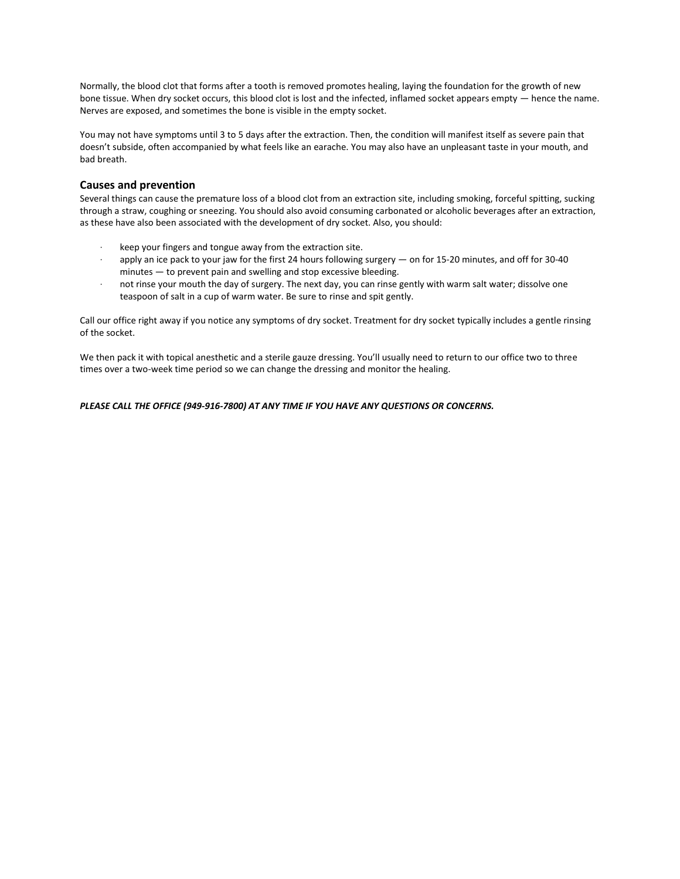Normally, the blood clot that forms after a tooth is removed promotes healing, laying the foundation for the growth of new bone tissue. When dry socket occurs, this blood clot is lost and the infected, inflamed socket appears empty — hence the name. Nerves are exposed, and sometimes the bone is visible in the empty socket.

You may not have symptoms until 3 to 5 days after the extraction. Then, the condition will manifest itself as severe pain that doesn't subside, often accompanied by what feels like an earache. You may also have an unpleasant taste in your mouth, and bad breath.

### Causes and prevention

Several things can cause the premature loss of a blood clot from an extraction site, including smoking, forceful spitting, sucking through a straw, coughing or sneezing. You should also avoid consuming carbonated or alcoholic beverages after an extraction, as these have also been associated with the development of dry socket. Also, you should:

- keep your fingers and tongue away from the extraction site.
- apply an ice pack to your jaw for the first 24 hours following surgery — on for 15-20 minutes, and off for 30-40 minutes — to prevent pain and swelling and stop excessive bleeding.
- not rinse your mouth the day of surgery. The next day, you can rinse gently with warm salt water; dissolve one teaspoon of salt in a cup of warm water. Be sure to rinse and spit gently.

Call our office right away if you notice any symptoms of dry socket. Treatment for dry socket typically includes a gentle rinsing of the socket.

We then pack it with topical anesthetic and a sterile gauze dressing. You'll usually need to return to our office two to three times over a two-week time period so we can change the dressing and monitor the healing.

***PLEASE CALL THE OFFICE (949-916-7800) AT ANY TIME IF YOU HAVE ANY QUESTIONS OR CONCERNS.***